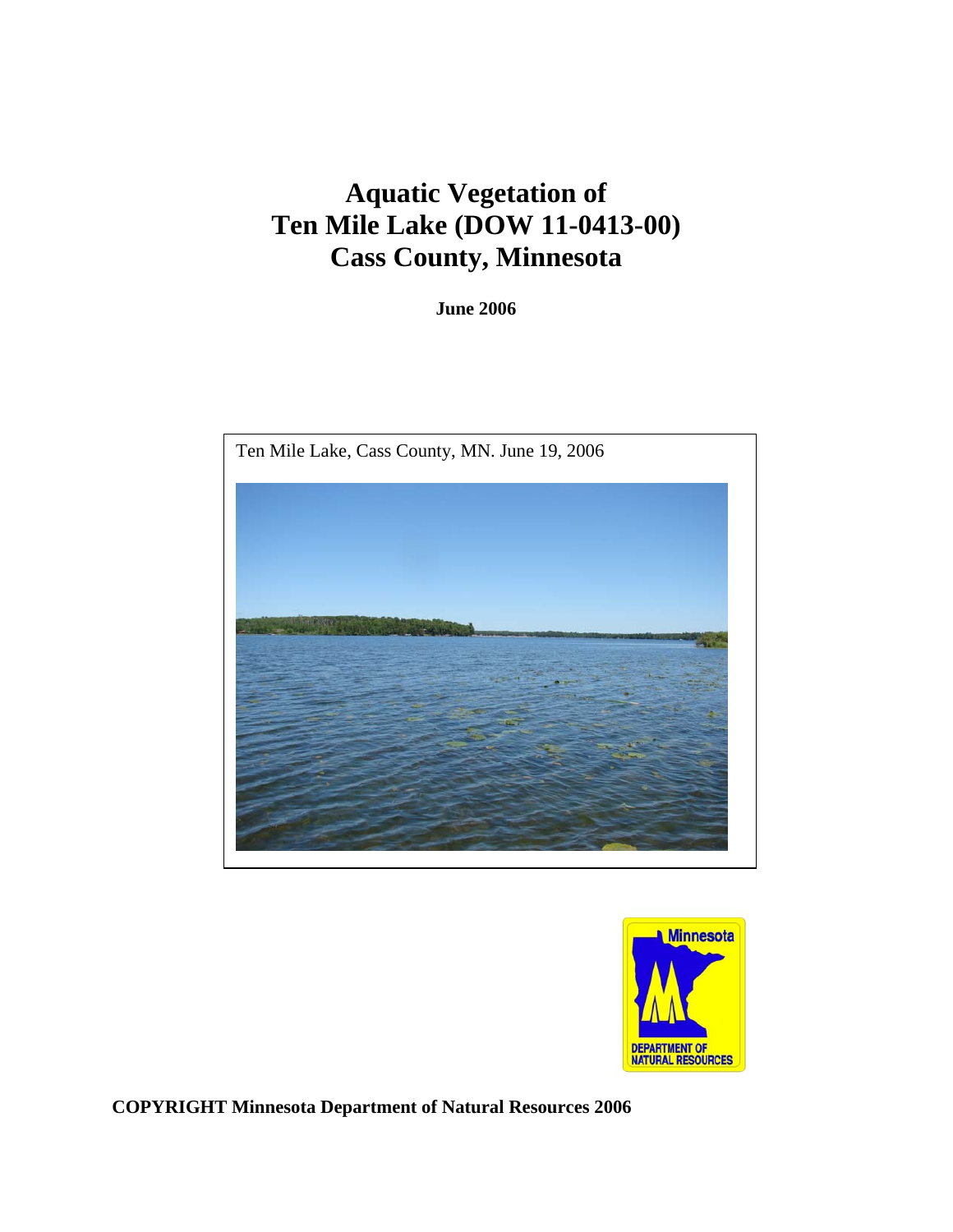# Aquatic Vegetation of Ten Mile Lake (DOW 11-0413-00) Cass County, Minnesota

**June 2006**

Ten Mile Lake, Cass County, MN. June 19, 2006

**COPYRIGHT Minnesota Department of Natural Resources 2006**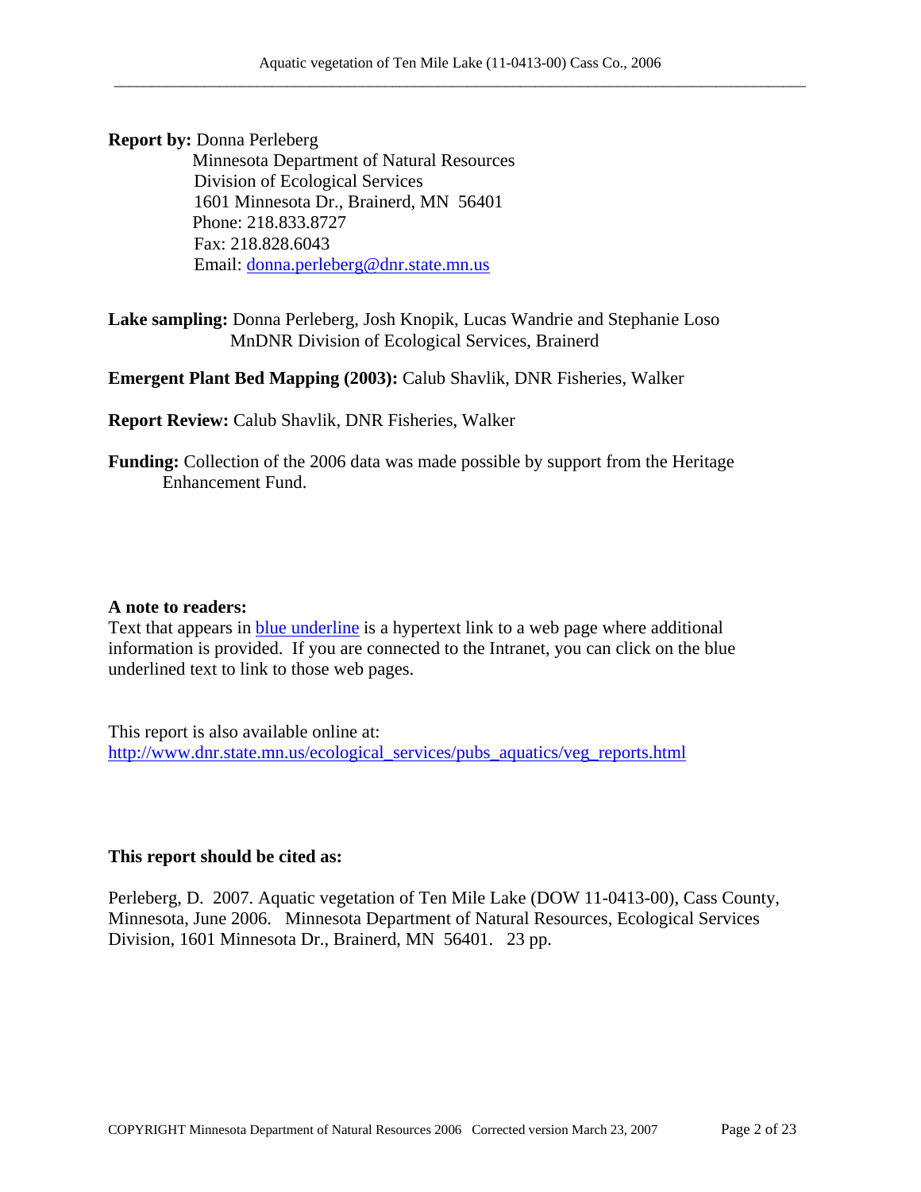**Report by:** Donna Perleberg
Minnesota Department of Natural Resources
Division of Ecological Services
1601 Minnesota Dr., Brainerd, MN 56401
Phone: 218.833.8727
Fax: 218.828.6043
Email: donna.perleberg@dnr.state.mn.us

**Lake sampling:** Donna Perleberg, Josh Knopik, Lucas Wandrie and Stephanie Loso
MnDNR Division of Ecological Services, Brainerd

**Emergent Plant Bed Mapping (2003):** Calub Shavlik, DNR Fisheries, Walker

**Report Review:** Calub Shavlik, DNR Fisheries, Walker

**Funding:** Collection of the 2006 data was made possible by support from the Heritage Enhancement Fund.

**A note to readers:**
Text that appears in blue underline is a hypertext link to a web page where additional information is provided. If you are connected to the Intranet, you can click on the blue underlined text to link to those web pages.

This report is also available online at:
http://www.dnr.state.mn.us/ecological_services/pubs_aquatics/veg_reports.html

**This report should be cited as:**

Perleberg, D. 2007. Aquatic vegetation of Ten Mile Lake (DOW 11-0413-00), Cass County, Minnesota, June 2006. Minnesota Department of Natural Resources, Ecological Services Division, 1601 Minnesota Dr., Brainerd, MN 56401. 23 pp.

COPYRIGHT Minnesota Department of Natural Resources 2006 Corrected version March 23, 2007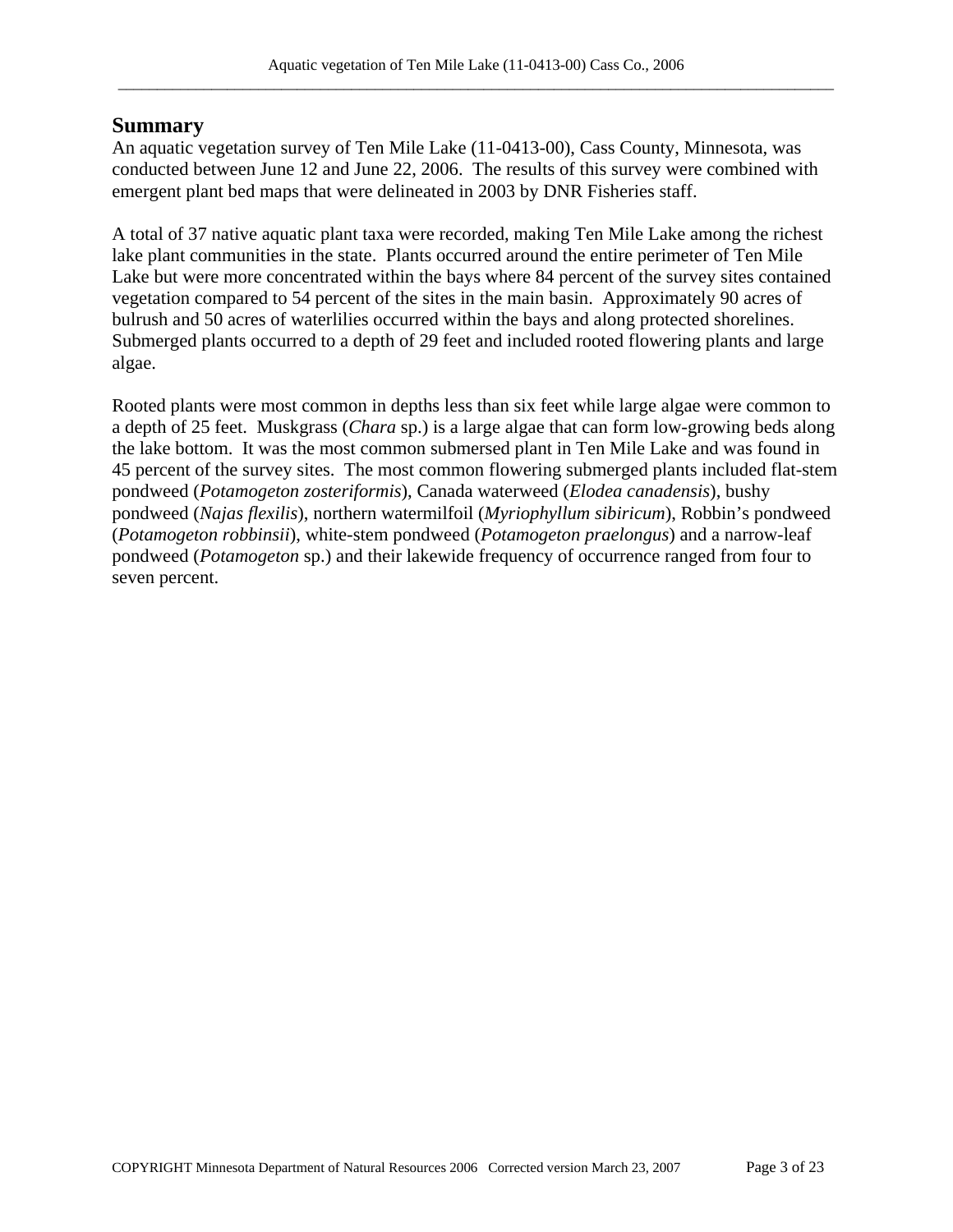## Summary

An aquatic vegetation survey of Ten Mile Lake (11-0413-00), Cass County, Minnesota, was conducted between June 12 and June 22, 2006. The results of this survey were combined with emergent plant bed maps that were delineated in 2003 by DNR Fisheries staff.

A total of 37 native aquatic plant taxa were recorded, making Ten Mile Lake among the richest lake plant communities in the state. Plants occurred around the entire perimeter of Ten Mile Lake but were more concentrated within the bays where 84 percent of the survey sites contained vegetation compared to 54 percent of the sites in the main basin. Approximately 90 acres of bulrush and 50 acres of waterlilies occurred within the bays and along protected shorelines. Submerged plants occurred to a depth of 29 feet and included rooted flowering plants and large algae.

Rooted plants were most common in depths less than six feet while large algae were common to a depth of 25 feet. Muskgrass (*Chara* sp.) is a large algae that can form low-growing beds along the lake bottom. It was the most common submersed plant in Ten Mile Lake and was found in 45 percent of the survey sites. The most common flowering submerged plants included flat-stem pondweed (*Potamogeton zosteriformis*), Canada waterweed (*Elodea canadensis*), bushy pondweed (*Najas flexilis*), northern watermilfoil (*Myriophyllum sibiricum*), Robbin's pondweed (*Potamogeton robbinsii*), white-stem pondweed (*Potamogeton praelongus*) and a narrow-leaf pondweed (*Potamogeton* sp.) and their lakewide frequency of occurrence ranged from four to seven percent.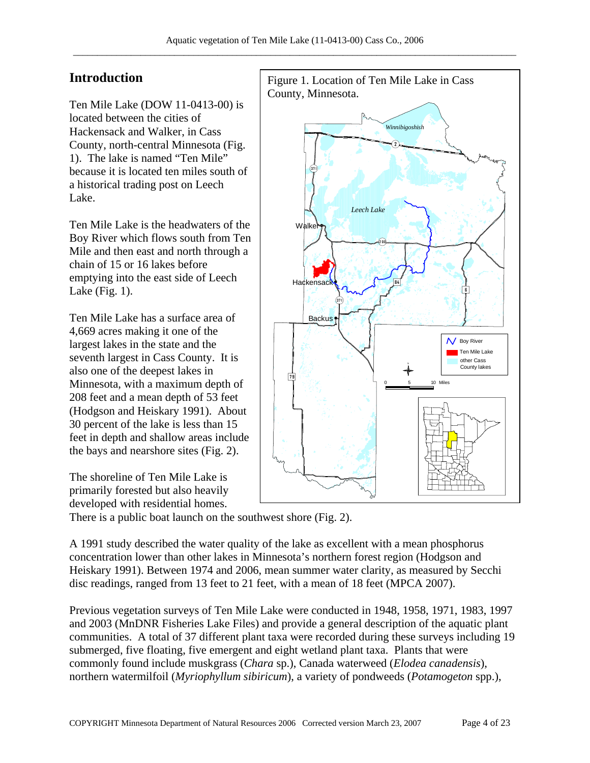## Introduction

Ten Mile Lake (DOW 11-0413-00) is located between the cities of Hackensack and Walker, in Cass County, north-central Minnesota (Fig. 1). The lake is named "Ten Mile" because it is located ten miles south of a historical trading post on Leech Lake.

Ten Mile Lake is the headwaters of the Boy River which flows south from Ten Mile and then east and north through a chain of 15 or 16 lakes before emptying into the east side of Leech Lake (Fig. 1).

Ten Mile Lake has a surface area of 4,669 acres making it one of the largest lakes in the state and the seventh largest in Cass County. It is also one of the deepest lakes in Minnesota, with a maximum depth of 208 feet and a mean depth of 53 feet (Hodgson and Heiskary 1991). About 30 percent of the lake is less than 15 feet in depth and shallow areas include the bays and nearshore sites (Fig. 2).

Figure 1. Location of Ten Mile Lake in Cass County, Minnesota.

The shoreline of Ten Mile Lake is primarily forested but also heavily developed with residential homes. There is a public boat launch on the southwest shore (Fig. 2).

A 1991 study described the water quality of the lake as excellent with a mean phosphorus concentration lower than other lakes in Minnesota's northern forest region (Hodgson and Heiskary 1991). Between 1974 and 2006, mean summer water clarity, as measured by Secchi disc readings, ranged from 13 feet to 21 feet, with a mean of 18 feet (MPCA 2007).

Previous vegetation surveys of Ten Mile Lake were conducted in 1948, 1958, 1971, 1983, 1997 and 2003 (MnDNR Fisheries Lake Files) and provide a general description of the aquatic plant communities. A total of 37 different plant taxa were recorded during these surveys including 19 submerged, five floating, five emergent and eight wetland plant taxa. Plants that were commonly found include muskgrass (*Chara* sp.), Canada waterweed (*Elodea canadensis*), northern watermilfoil (*Myriophyllum sibiricum*), a variety of pondweeds (*Potamogeton* spp.),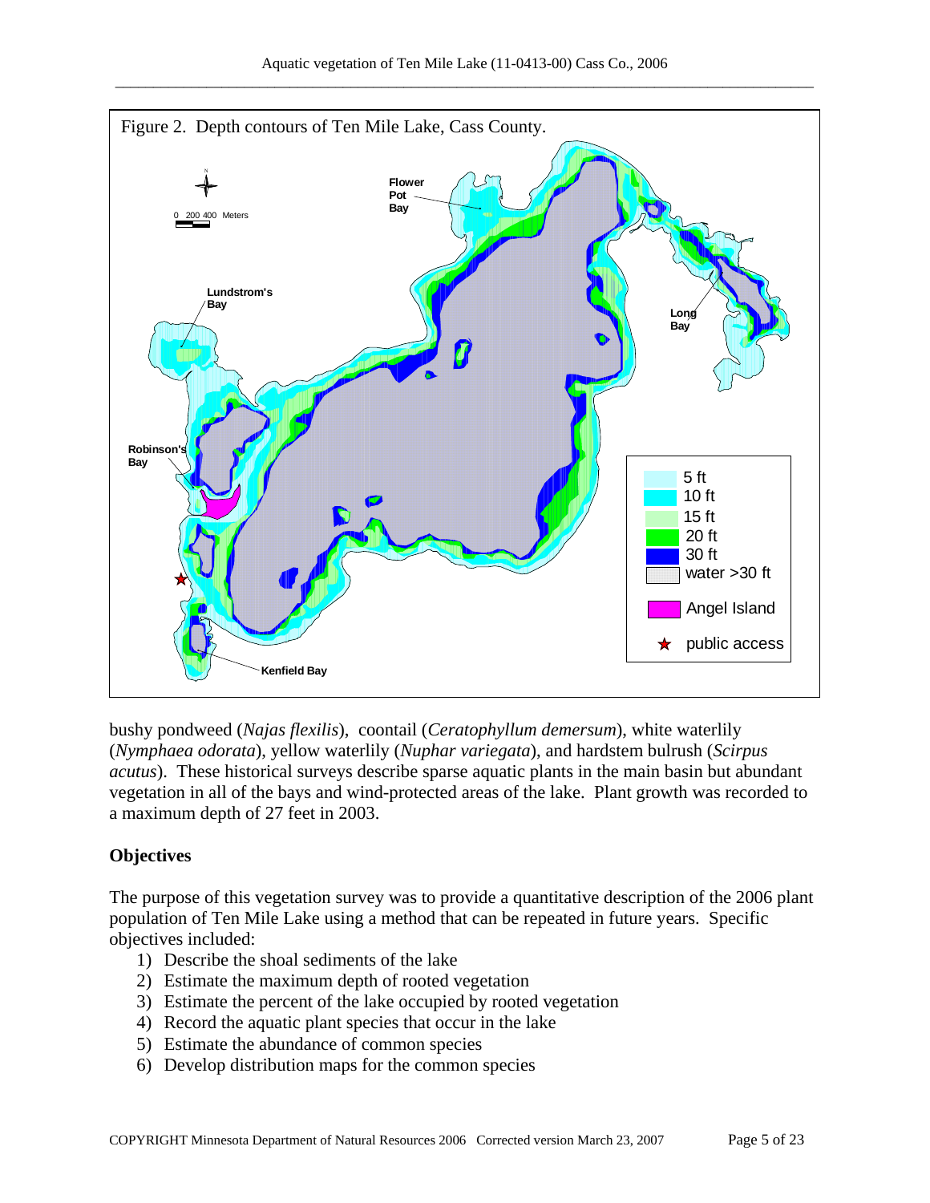Figure 2. Depth contours of Ten Mile Lake, Cass County.

bushy pondweed (*Najas flexilis*), coontail (*Ceratophyllum demersum*), white waterlily (*Nymphaea odorata*), yellow waterlily (*Nuphar variegata*), and hardstem bulrush (*Scirpus acutus*). These historical surveys describe sparse aquatic plants in the main basin but abundant vegetation in all of the bays and wind-protected areas of the lake. Plant growth was recorded to a maximum depth of 27 feet in 2003.

## Objectives

The purpose of this vegetation survey was to provide a quantitative description of the 2006 plant population of Ten Mile Lake using a method that can be repeated in future years. Specific objectives included:

1) Describe the shoal sediments of the lake
2) Estimate the maximum depth of rooted vegetation
3) Estimate the percent of the lake occupied by rooted vegetation
4) Record the aquatic plant species that occur in the lake
5) Estimate the abundance of common species
6) Develop distribution maps for the common species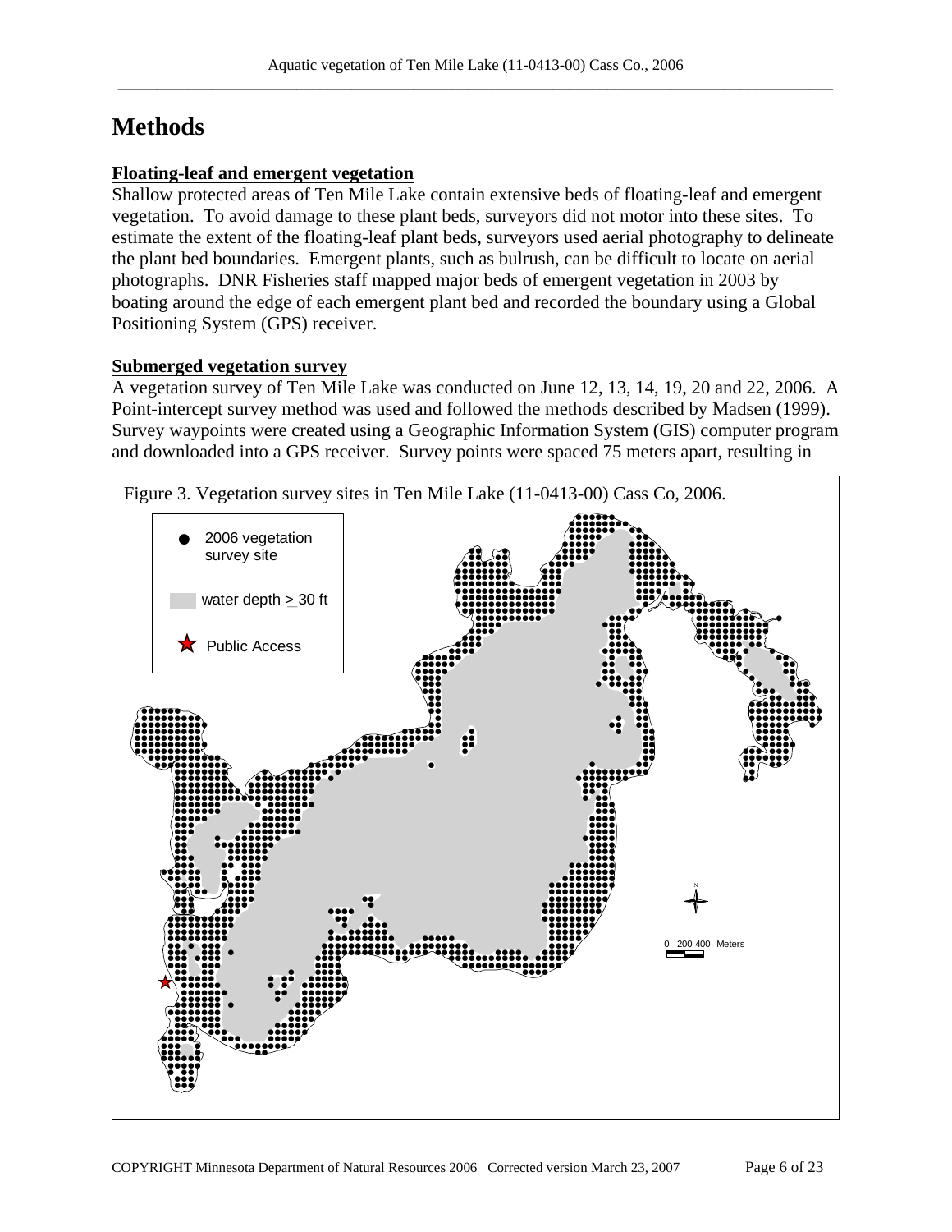# Methods

**Floating-leaf and emergent vegetation**

Shallow protected areas of Ten Mile Lake contain extensive beds of floating-leaf and emergent vegetation. To avoid damage to these plant beds, surveyors did not motor into these sites. To estimate the extent of the floating-leaf plant beds, surveyors used aerial photography to delineate the plant bed boundaries. Emergent plants, such as bulrush, can be difficult to locate on aerial photographs. DNR Fisheries staff mapped major beds of emergent vegetation in 2003 by boating around the edge of each emergent plant bed and recorded the boundary using a Global Positioning System (GPS) receiver.

**Submerged vegetation survey**

A vegetation survey of Ten Mile Lake was conducted on June 12, 13, 14, 19, 20 and 22, 2006. A Point-intercept survey method was used and followed the methods described by Madsen (1999). Survey waypoints were created using a Geographic Information System (GIS) computer program and downloaded into a GPS receiver. Survey points were spaced 75 meters apart, resulting in

Figure 3. Vegetation survey sites in Ten Mile Lake (11-0413-00) Cass Co, 2006.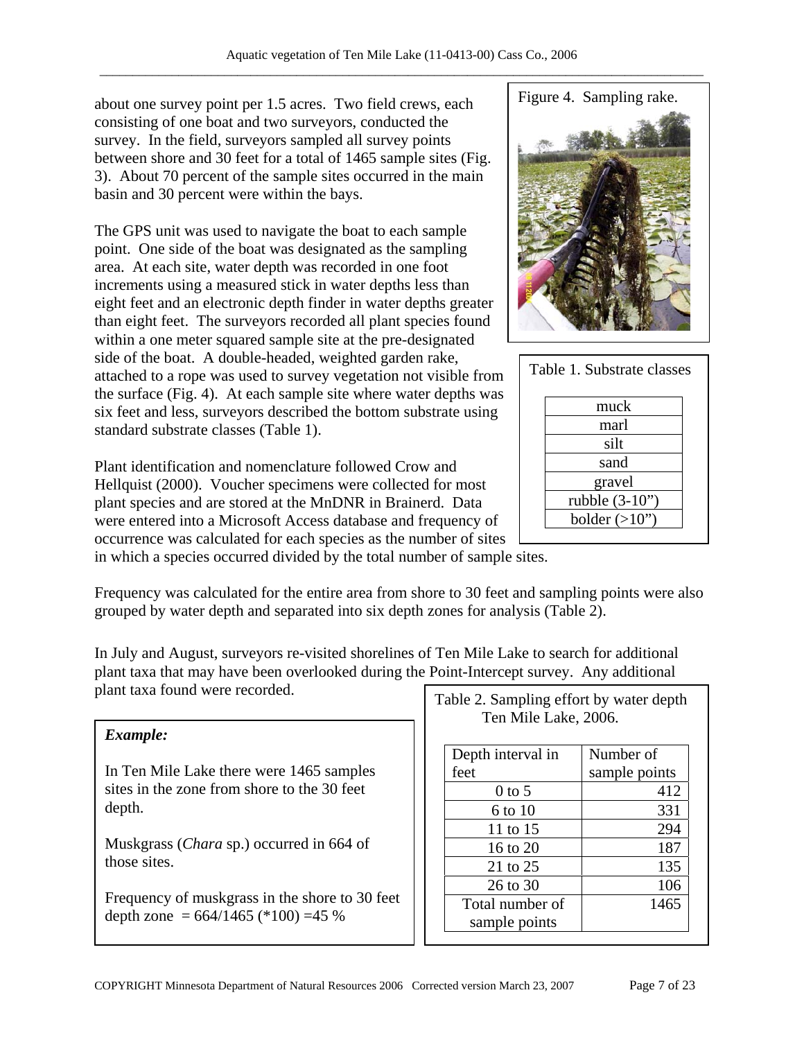about one survey point per 1.5 acres. Two field crews, each consisting of one boat and two surveyors, conducted the survey. In the field, surveyors sampled all survey points between shore and 30 feet for a total of 1465 sample sites (Fig. 3). About 70 percent of the sample sites occurred in the main basin and 30 percent were within the bays.

The GPS unit was used to navigate the boat to each sample point. One side of the boat was designated as the sampling area. At each site, water depth was recorded in one foot increments using a measured stick in water depths less than eight feet and an electronic depth finder in water depths greater than eight feet. The surveyors recorded all plant species found within a one meter squared sample site at the pre-designated side of the boat. A double-headed, weighted garden rake, attached to a rope was used to survey vegetation not visible from the surface (Fig. 4). At each sample site where water depths was six feet and less, surveyors described the bottom substrate using standard substrate classes (Table 1).

Figure 4. Sampling rake.

Table 1. Substrate classes

| |
|---|
| muck |
| marl |
| silt |
| sand |
| gravel |
| rubble (3-10") |
| bolder (>10") |

Plant identification and nomenclature followed Crow and Hellquist (2000). Voucher specimens were collected for most plant species and are stored at the MnDNR in Brainerd. Data were entered into a Microsoft Access database and frequency of occurrence was calculated for each species as the number of sites in which a species occurred divided by the total number of sample sites.

Frequency was calculated for the entire area from shore to 30 feet and sampling points were also grouped by water depth and separated into six depth zones for analysis (Table 2).

In July and August, surveyors re-visited shorelines of Ten Mile Lake to search for additional plant taxa that may have been overlooked during the Point-Intercept survey. Any additional plant taxa found were recorded.

***Example:***

In Ten Mile Lake there were 1465 samples sites in the zone from shore to the 30 feet depth.

Muskgrass (*Chara* sp.) occurred in 664 of those sites.

Frequency of muskgrass in the shore to 30 feet depth zone = 664/1465 (*100) =45 %

Table 2. Sampling effort by water depth Ten Mile Lake, 2006.

| Depth interval in feet | Number of sample points |
|---|---|
| 0 to 5 | 412 |
| 6 to 10 | 331 |
| 11 to 15 | 294 |
| 16 to 20 | 187 |
| 21 to 25 | 135 |
| 26 to 30 | 106 |
| Total number of sample points | 1465 |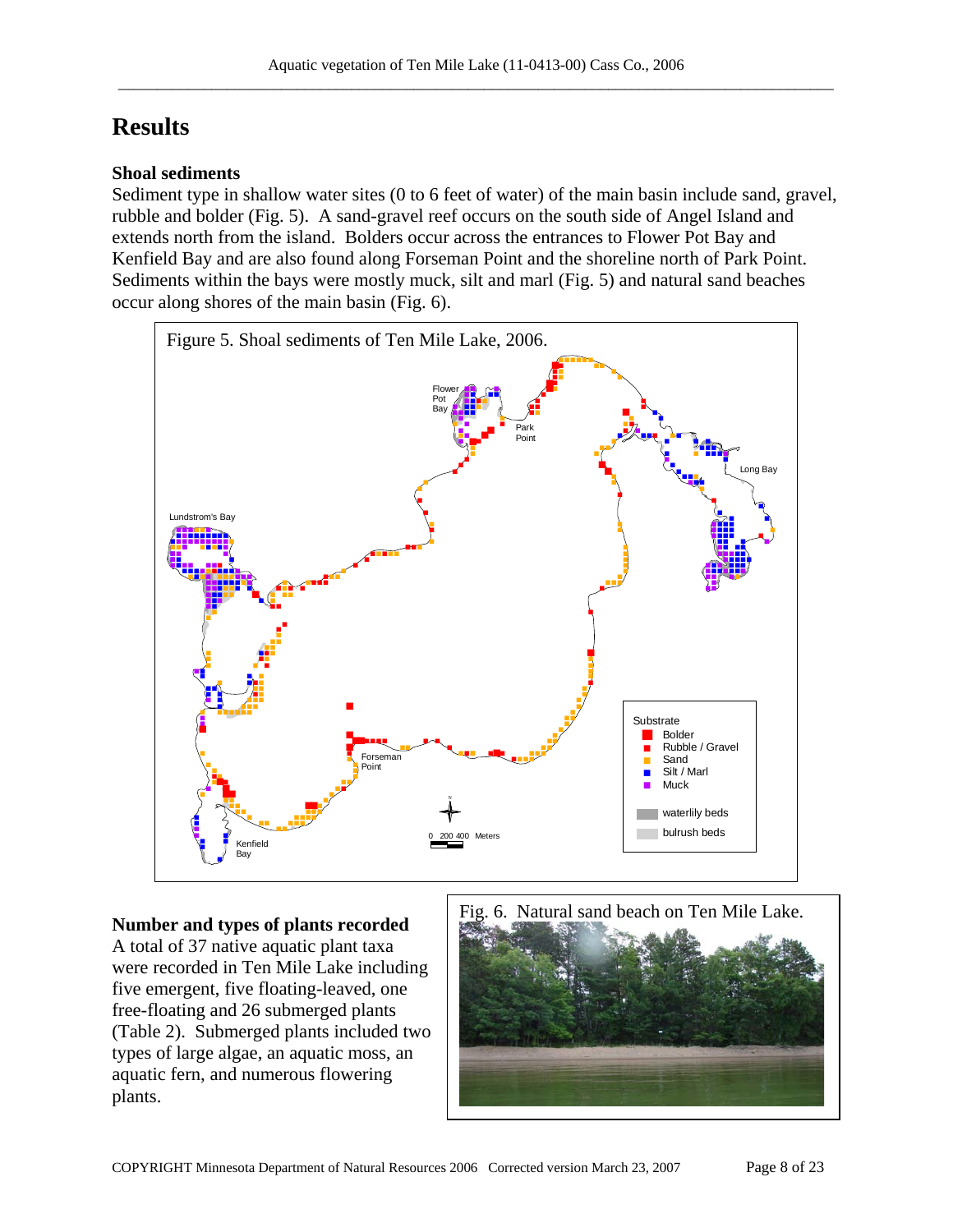# Results

### Shoal sediments

Sediment type in shallow water sites (0 to 6 feet of water) of the main basin include sand, gravel, rubble and bolder (Fig. 5). A sand-gravel reef occurs on the south side of Angel Island and extends north from the island. Bolders occur across the entrances to Flower Pot Bay and Kenfield Bay and are also found along Forseman Point and the shoreline north of Park Point. Sediments within the bays were mostly muck, silt and marl (Fig. 5) and natural sand beaches occur along shores of the main basin (Fig. 6).

Figure 5. Shoal sediments of Ten Mile Lake, 2006.

### Number and types of plants recorded

A total of 37 native aquatic plant taxa were recorded in Ten Mile Lake including five emergent, five floating-leaved, one free-floating and 26 submerged plants (Table 2). Submerged plants included two types of large algae, an aquatic moss, an aquatic fern, and numerous flowering plants.

Fig. 6. Natural sand beach on Ten Mile Lake.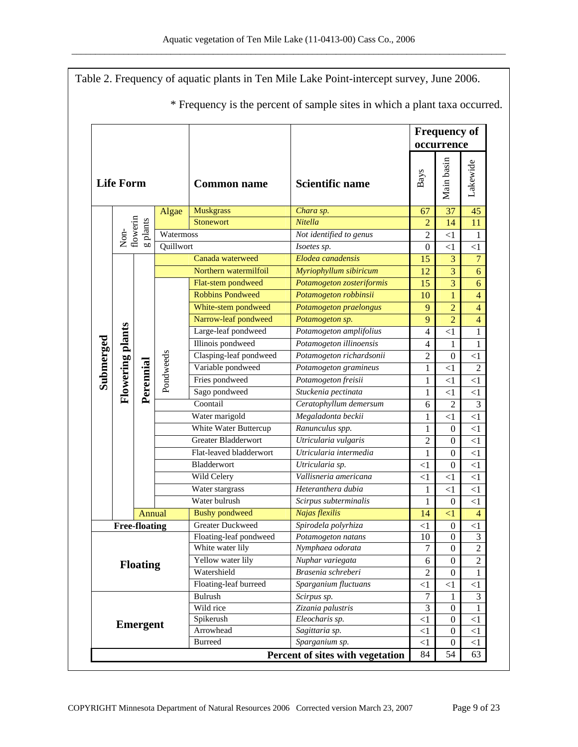Table 2. Frequency of aquatic plants in Ten Mile Lake Point-intercept survey, June 2006.

\* Frequency is the percent of sample sites in which a plant taxa occurred.

| Life Form | | | | Common name | Scientific name | Frequency of occurrence | | |
|---|---|---|---|---|---|---|---|---|
| | | | | | | Bays | Main basin | Lakewide |
| Submerged | Non-flowering plants | | Algae | Muskgrass | *Chara sp.* | 67 | 37 | 45 |
| Submerged | Non-flowering plants | | Algae | Stonewort | *Nitella* | 2 | 14 | 11 |
| Submerged | Non-flowering plants | | Watermoss | | *Not identified to genus* | 2 | <1 | 1 |
| Submerged | Non-flowering plants | | Quillwort | | *Isoetes sp.* | 0 | <1 | <1 |
| Submerged | Flowering plants | Perennial | | Canada waterweed | *Elodea canadensis* | 15 | 3 | 7 |
| Submerged | Flowering plants | Perennial | | Northern watermilfoil | *Myriophyllum sibiricum* | 12 | 3 | 6 |
| Submerged | Flowering plants | Perennial | Pondweeds | Flat-stem pondweed | *Potamogeton zosteriformis* | 15 | 3 | 6 |
| Submerged | Flowering plants | Perennial | Pondweeds | Robbins Pondweed | *Potamogeton robbinsii* | 10 | 1 | 4 |
| Submerged | Flowering plants | Perennial | Pondweeds | White-stem pondweed | *Potamogeton praelongus* | 9 | 2 | 4 |
| Submerged | Flowering plants | Perennial | Pondweeds | Narrow-leaf pondweed | *Potamogeton sp.* | 9 | 2 | 4 |
| Submerged | Flowering plants | Perennial | Pondweeds | Large-leaf pondweed | *Potamogeton amplifolius* | 4 | <1 | 1 |
| Submerged | Flowering plants | Perennial | Pondweeds | Illinois pondweed | *Potamogeton illinoensis* | 4 | 1 | 1 |
| Submerged | Flowering plants | Perennial | Pondweeds | Clasping-leaf pondweed | *Potamogeton richardsonii* | 2 | 0 | <1 |
| Submerged | Flowering plants | Perennial | Pondweeds | Variable pondweed | *Potamogeton gramineus* | 1 | <1 | 2 |
| Submerged | Flowering plants | Perennial | Pondweeds | Fries pondweed | *Potamogeton freisii* | 1 | <1 | <1 |
| Submerged | Flowering plants | Perennial | Pondweeds | Sago pondweed | *Stuckenia pectinata* | 1 | <1 | <1 |
| Submerged | Flowering plants | Perennial | | Coontail | *Ceratophyllum demersum* | 6 | 2 | 3 |
| Submerged | Flowering plants | Perennial | | Water marigold | *Megaladonta beckii* | 1 | <1 | <1 |
| Submerged | Flowering plants | Perennial | | White Water Buttercup | *Ranunculus spp.* | 1 | 0 | <1 |
| Submerged | Flowering plants | Perennial | | Greater Bladderwort | *Utricularia vulgaris* | 2 | 0 | <1 |
| Submerged | Flowering plants | Perennial | | Flat-leaved bladderwort | *Utricularia intermedia* | 1 | 0 | <1 |
| Submerged | Flowering plants | Perennial | | Bladderwort | *Utricularia sp.* | <1 | 0 | <1 |
| Submerged | Flowering plants | Perennial | | Wild Celery | *Vallisneria americana* | <1 | <1 | <1 |
| Submerged | Flowering plants | Perennial | | Water stargrass | *Heteranthera dubia* | 1 | <1 | <1 |
| Submerged | Flowering plants | Perennial | | Water bulrush | *Scirpus subterminalis* | 1 | 0 | <1 |
| Submerged | Flowering plants | Annual | | Bushy pondweed | *Najas flexilis* | 14 | <1 | 4 |
| Free-floating | | | | Greater Duckweed | *Spirodela polyrhiza* | <1 | 0 | <1 |
| Floating | | | | Floating-leaf pondweed | *Potamogeton natans* | 10 | 0 | 3 |
| Floating | | | | White water lily | *Nymphaea odorata* | 7 | 0 | 2 |
| Floating | | | | Yellow water lily | *Nuphar variegata* | 6 | 0 | 2 |
| Floating | | | | Watershield | *Brasenia schreberi* | 2 | 0 | 1 |
| Floating | | | | Floating-leaf burreed | *Sparganium fluctuans* | <1 | <1 | <1 |
| Emergent | | | | Bulrush | *Scirpus sp.* | 7 | 1 | 3 |
| Emergent | | | | Wild rice | *Zizania palustris* | 3 | 0 | 1 |
| Emergent | | | | Spikerush | *Eleocharis sp.* | <1 | 0 | <1 |
| Emergent | | | | Arrowhead | *Sagittaria sp.* | <1 | 0 | <1 |
| Emergent | | | | Burreed | *Sparganium sp.* | <1 | 0 | <1 |
| | | | | | **Percent of sites with vegetation** | 84 | 54 | 63 |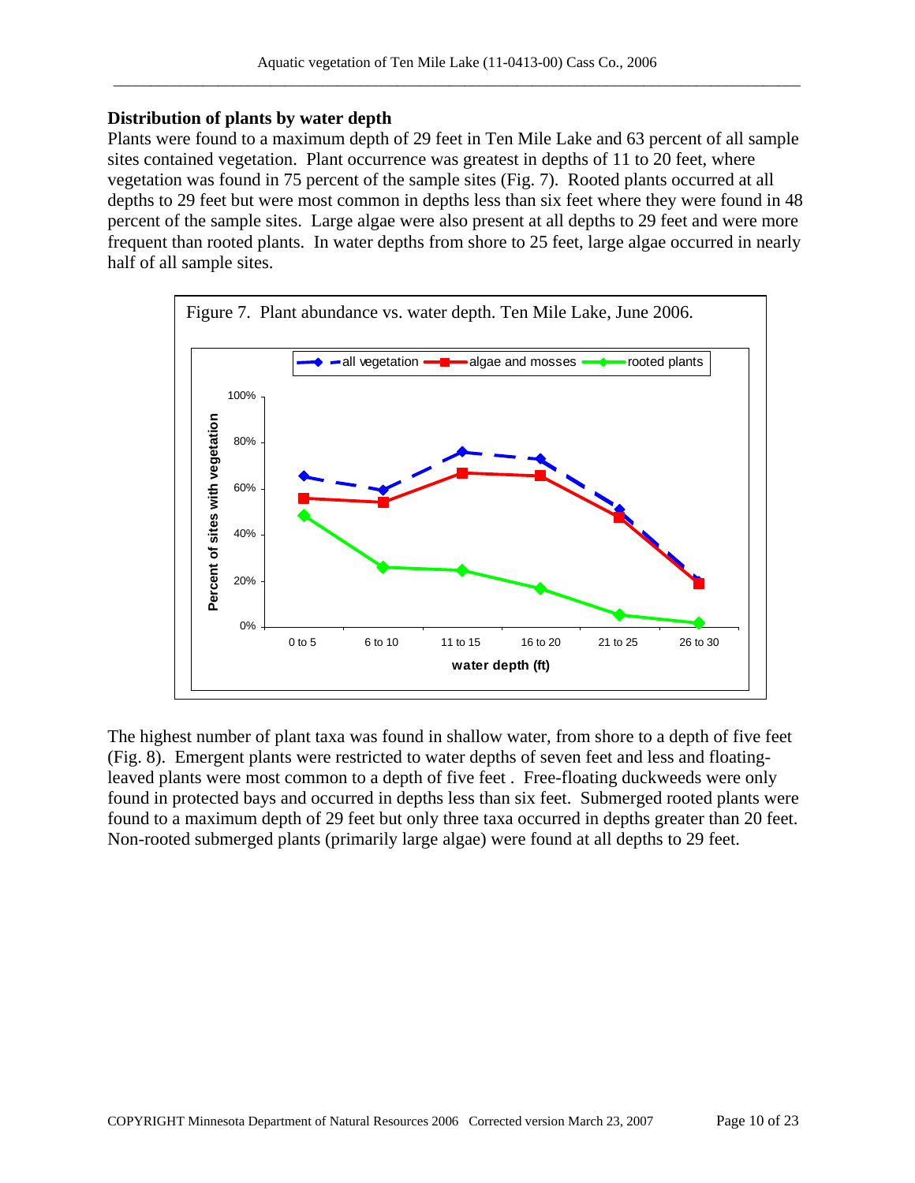### Distribution of plants by water depth

Plants were found to a maximum depth of 29 feet in Ten Mile Lake and 63 percent of all sample sites contained vegetation. Plant occurrence was greatest in depths of 11 to 20 feet, where vegetation was found in 75 percent of the sample sites (Fig. 7). Rooted plants occurred at all depths to 29 feet but were most common in depths less than six feet where they were found in 48 percent of the sample sites. Large algae were also present at all depths to 29 feet and were more frequent than rooted plants. In water depths from shore to 25 feet, large algae occurred in nearly half of all sample sites.

Figure 7. Plant abundance vs. water depth. Ten Mile Lake, June 2006.

The highest number of plant taxa was found in shallow water, from shore to a depth of five feet (Fig. 8). Emergent plants were restricted to water depths of seven feet and less and floating-leaved plants were most common to a depth of five feet . Free-floating duckweeds were only found in protected bays and occurred in depths less than six feet. Submerged rooted plants were found to a maximum depth of 29 feet but only three taxa occurred in depths greater than 20 feet. Non-rooted submerged plants (primarily large algae) were found at all depths to 29 feet.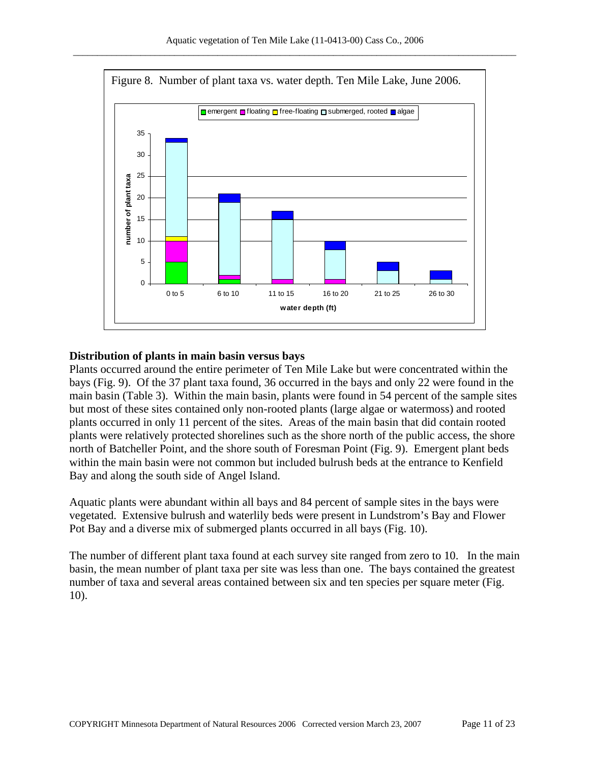Figure 8. Number of plant taxa vs. water depth. Ten Mile Lake, June 2006.

## Distribution of plants in main basin versus bays

Plants occurred around the entire perimeter of Ten Mile Lake but were concentrated within the bays (Fig. 9). Of the 37 plant taxa found, 36 occurred in the bays and only 22 were found in the main basin (Table 3). Within the main basin, plants were found in 54 percent of the sample sites but most of these sites contained only non-rooted plants (large algae or watermoss) and rooted plants occurred in only 11 percent of the sites. Areas of the main basin that did contain rooted plants were relatively protected shorelines such as the shore north of the public access, the shore north of Batcheller Point, and the shore south of Foresman Point (Fig. 9). Emergent plant beds within the main basin were not common but included bulrush beds at the entrance to Kenfield Bay and along the south side of Angel Island.

Aquatic plants were abundant within all bays and 84 percent of sample sites in the bays were vegetated. Extensive bulrush and waterlily beds were present in Lundstrom's Bay and Flower Pot Bay and a diverse mix of submerged plants occurred in all bays (Fig. 10).

The number of different plant taxa found at each survey site ranged from zero to 10. In the main basin, the mean number of plant taxa per site was less than one. The bays contained the greatest number of taxa and several areas contained between six and ten species per square meter (Fig. 10).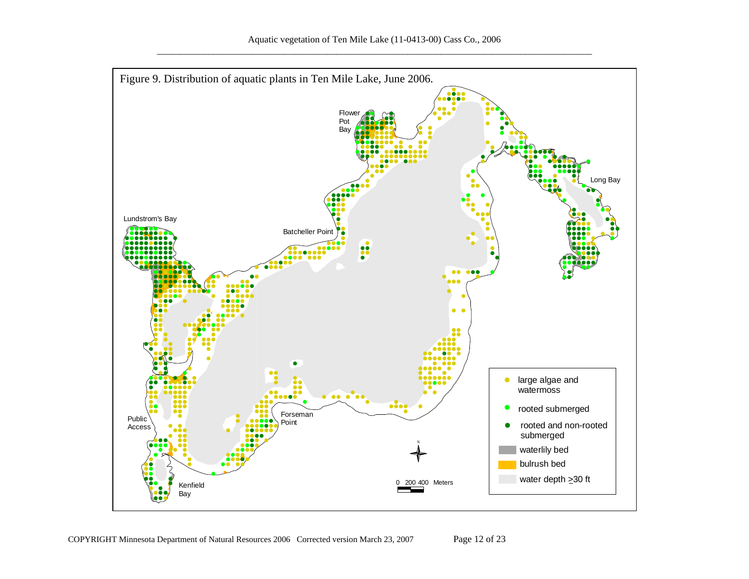Figure 9. Distribution of aquatic plants in Ten Mile Lake, June 2006.

Flower Pot Bay

Long Bay

Lundstrom's Bay

Batcheller Point

Public Access

Forseman Point

Kenfield Bay

- large algae and watermoss
- rooted submerged
- rooted and non-rooted submerged
- waterlily bed
- bulrush bed
- water depth ≥30 ft

0 200 400 Meters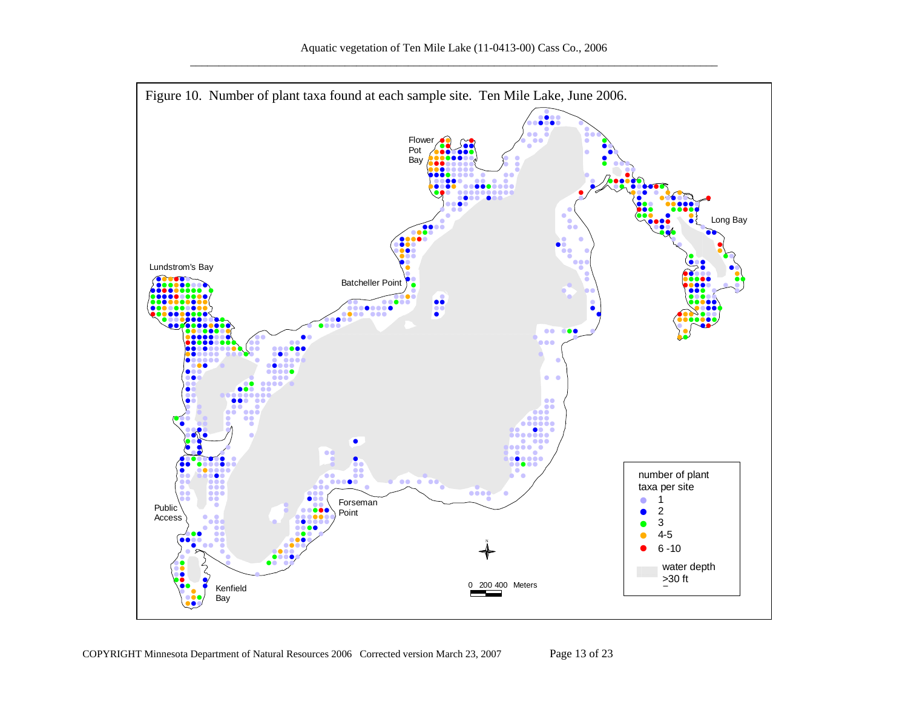Figure 10. Number of plant taxa found at each sample site. Ten Mile Lake, June 2006.

Flower Pot Bay

Long Bay

Lundstrom's Bay

Batcheller Point

Forseman Point

Public Access

Kenfield Bay

0 200 400 Meters

number of plant taxa per site

- 1
- 2
- 3
- 4-5
- 6 -10

water depth >30 ft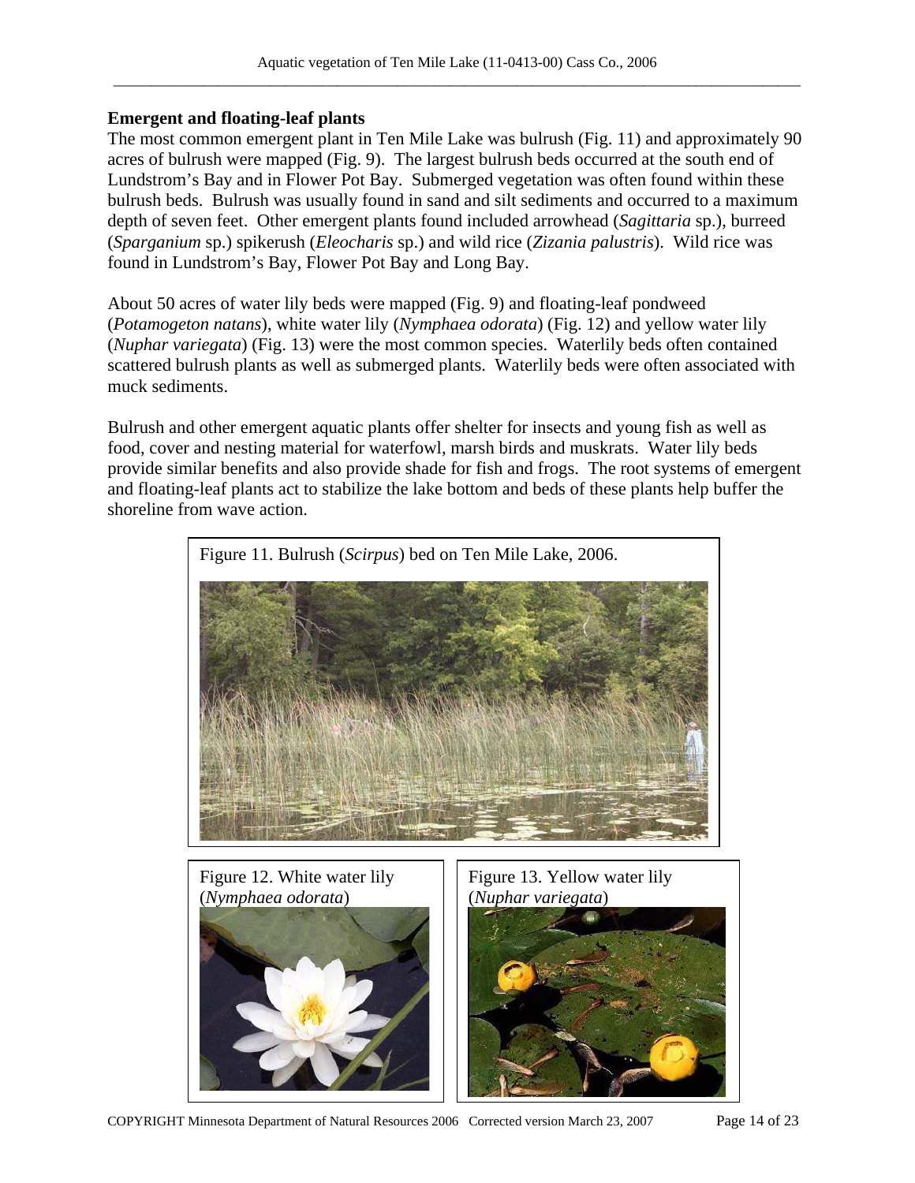### Emergent and floating-leaf plants

The most common emergent plant in Ten Mile Lake was bulrush (Fig. 11) and approximately 90 acres of bulrush were mapped (Fig. 9). The largest bulrush beds occurred at the south end of Lundstrom's Bay and in Flower Pot Bay. Submerged vegetation was often found within these bulrush beds. Bulrush was usually found in sand and silt sediments and occurred to a maximum depth of seven feet. Other emergent plants found included arrowhead (*Sagittaria* sp.), burreed (*Sparganium* sp.) spikerush (*Eleocharis* sp.) and wild rice (*Zizania palustris*). Wild rice was found in Lundstrom's Bay, Flower Pot Bay and Long Bay.

About 50 acres of water lily beds were mapped (Fig. 9) and floating-leaf pondweed (*Potamogeton natans*), white water lily (*Nymphaea odorata*) (Fig. 12) and yellow water lily (*Nuphar variegata*) (Fig. 13) were the most common species. Waterlily beds often contained scattered bulrush plants as well as submerged plants. Waterlily beds were often associated with muck sediments.

Bulrush and other emergent aquatic plants offer shelter for insects and young fish as well as food, cover and nesting material for waterfowl, marsh birds and muskrats. Water lily beds provide similar benefits and also provide shade for fish and frogs. The root systems of emergent and floating-leaf plants act to stabilize the lake bottom and beds of these plants help buffer the shoreline from wave action.

Figure 11. Bulrush (*Scirpus*) bed on Ten Mile Lake, 2006.

Figure 12. White water lily (*Nymphaea odorata*)

Figure 13. Yellow water lily (*Nuphar variegata*)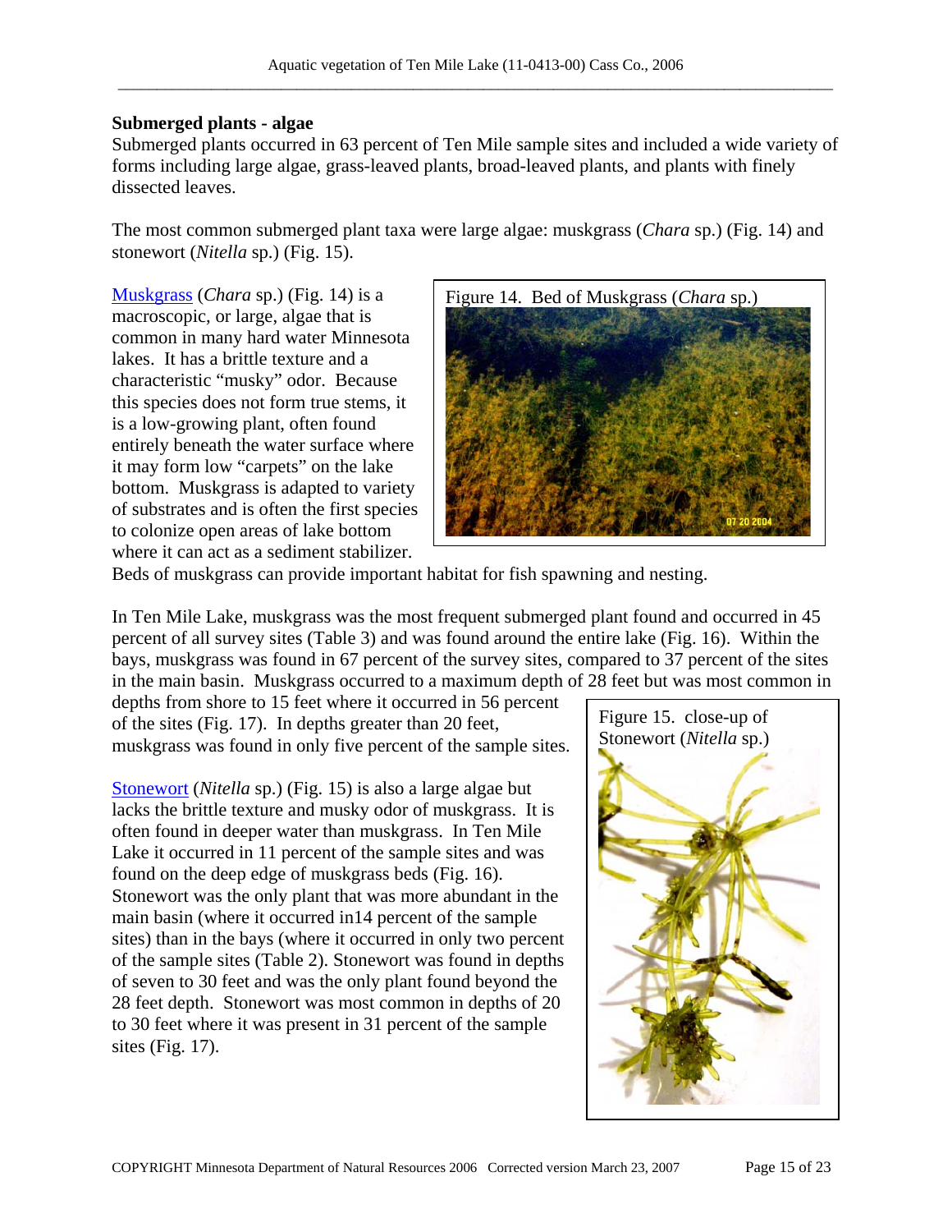### Submerged plants - algae

Submerged plants occurred in 63 percent of Ten Mile sample sites and included a wide variety of forms including large algae, grass-leaved plants, broad-leaved plants, and plants with finely dissected leaves.

The most common submerged plant taxa were large algae: muskgrass (*Chara* sp.) (Fig. 14) and stonewort (*Nitella* sp.) (Fig. 15).

Muskgrass (*Chara* sp.) (Fig. 14) is a macroscopic, or large, algae that is common in many hard water Minnesota lakes. It has a brittle texture and a characteristic "musky" odor. Because this species does not form true stems, it is a low-growing plant, often found entirely beneath the water surface where it may form low "carpets" on the lake bottom. Muskgrass is adapted to variety of substrates and is often the first species to colonize open areas of lake bottom where it can act as a sediment stabilizer. Beds of muskgrass can provide important habitat for fish spawning and nesting.

Figure 14. Bed of Muskgrass (*Chara* sp.)

In Ten Mile Lake, muskgrass was the most frequent submerged plant found and occurred in 45 percent of all survey sites (Table 3) and was found around the entire lake (Fig. 16). Within the bays, muskgrass was found in 67 percent of the survey sites, compared to 37 percent of the sites in the main basin. Muskgrass occurred to a maximum depth of 28 feet but was most common in depths from shore to 15 feet where it occurred in 56 percent of the sites (Fig. 17). In depths greater than 20 feet, muskgrass was found in only five percent of the sample sites.

Stonewort (*Nitella* sp.) (Fig. 15) is also a large algae but lacks the brittle texture and musky odor of muskgrass. It is often found in deeper water than muskgrass. In Ten Mile Lake it occurred in 11 percent of the sample sites and was found on the deep edge of muskgrass beds (Fig. 16). Stonewort was the only plant that was more abundant in the main basin (where it occurred in14 percent of the sample sites) than in the bays (where it occurred in only two percent of the sample sites (Table 2). Stonewort was found in depths of seven to 30 feet and was the only plant found beyond the 28 feet depth. Stonewort was most common in depths of 20 to 30 feet where it was present in 31 percent of the sample sites (Fig. 17).

Figure 15. close-up of Stonewort (*Nitella* sp.)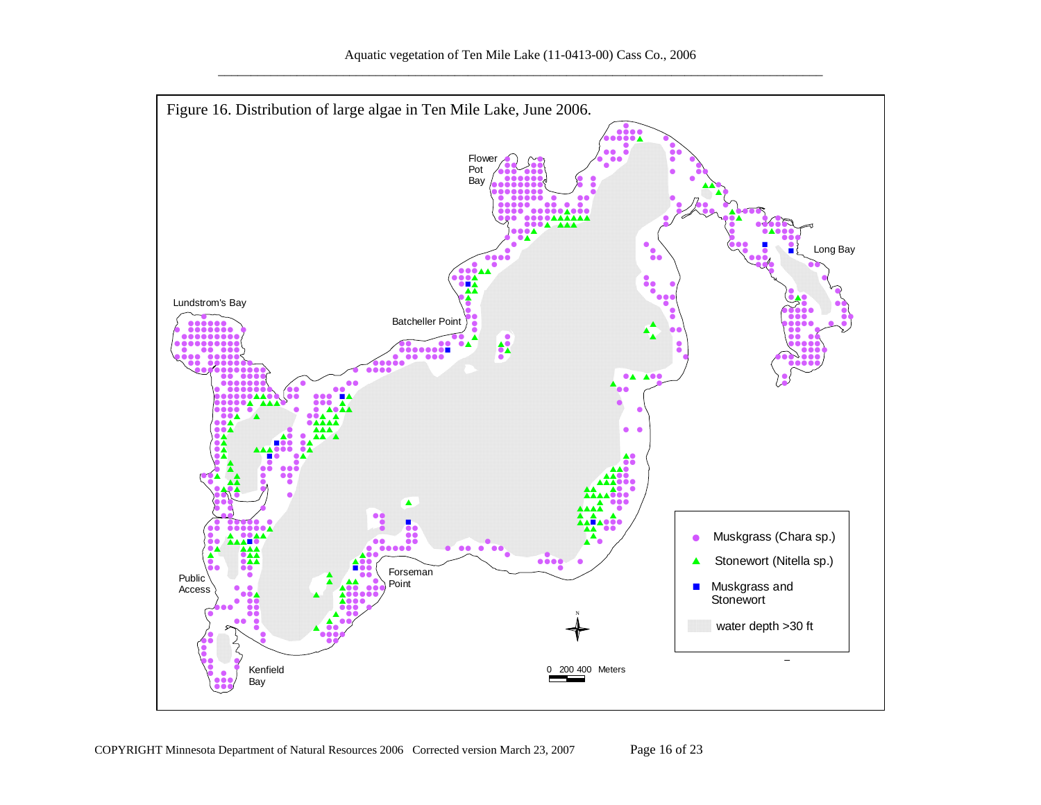Figure 16. Distribution of large algae in Ten Mile Lake, June 2006.

Flower Pot Bay

Long Bay

Lundstrom's Bay

Batcheller Point

Public Access

Forseman Point

Kenfield Bay

Muskgrass (Chara sp.)

Stonewort (Nitella sp.)

Muskgrass and Stonewort

water depth >30 ft

0 200 400 Meters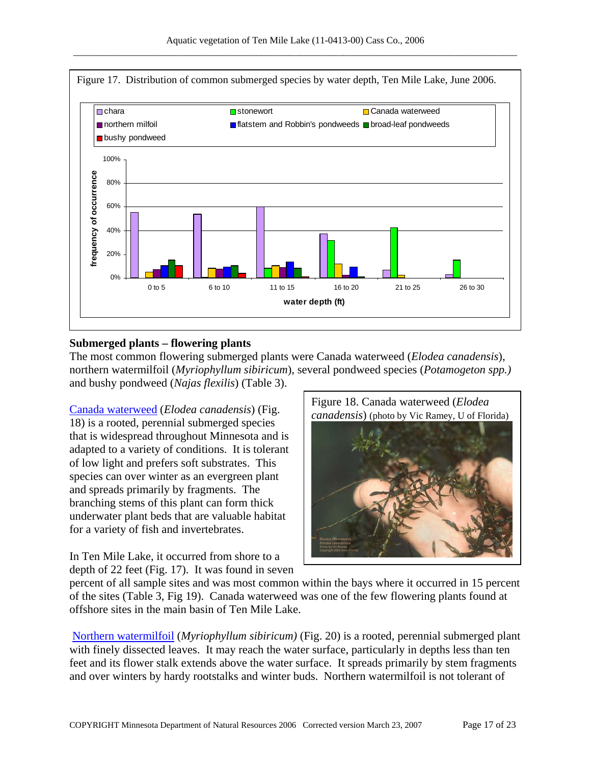Figure 17. Distribution of common submerged species by water depth, Ten Mile Lake, June 2006.

## Submerged plants – flowering plants

The most common flowering submerged plants were Canada waterweed (*Elodea canadensis*), northern watermilfoil (*Myriophyllum sibiricum*), several pondweed species (*Potamogeton spp.)* and bushy pondweed (*Najas flexilis*) (Table 3).

Canada waterweed (*Elodea canadensis*) (Fig. 18) is a rooted, perennial submerged species that is widespread throughout Minnesota and is adapted to a variety of conditions. It is tolerant of low light and prefers soft substrates. This species can over winter as an evergreen plant and spreads primarily by fragments. The branching stems of this plant can form thick underwater plant beds that are valuable habitat for a variety of fish and invertebrates.

Figure 18. Canada waterweed (*Elodea canadensis*) (photo by Vic Ramey, U of Florida)

In Ten Mile Lake, it occurred from shore to a depth of 22 feet (Fig. 17). It was found in seven percent of all sample sites and was most common within the bays where it occurred in 15 percent of the sites (Table 3, Fig 19). Canada waterweed was one of the few flowering plants found at offshore sites in the main basin of Ten Mile Lake.

Northern watermilfoil (*Myriophyllum sibiricum)* (Fig. 20) is a rooted, perennial submerged plant with finely dissected leaves. It may reach the water surface, particularly in depths less than ten feet and its flower stalk extends above the water surface. It spreads primarily by stem fragments and over winters by hardy rootstalks and winter buds. Northern watermilfoil is not tolerant of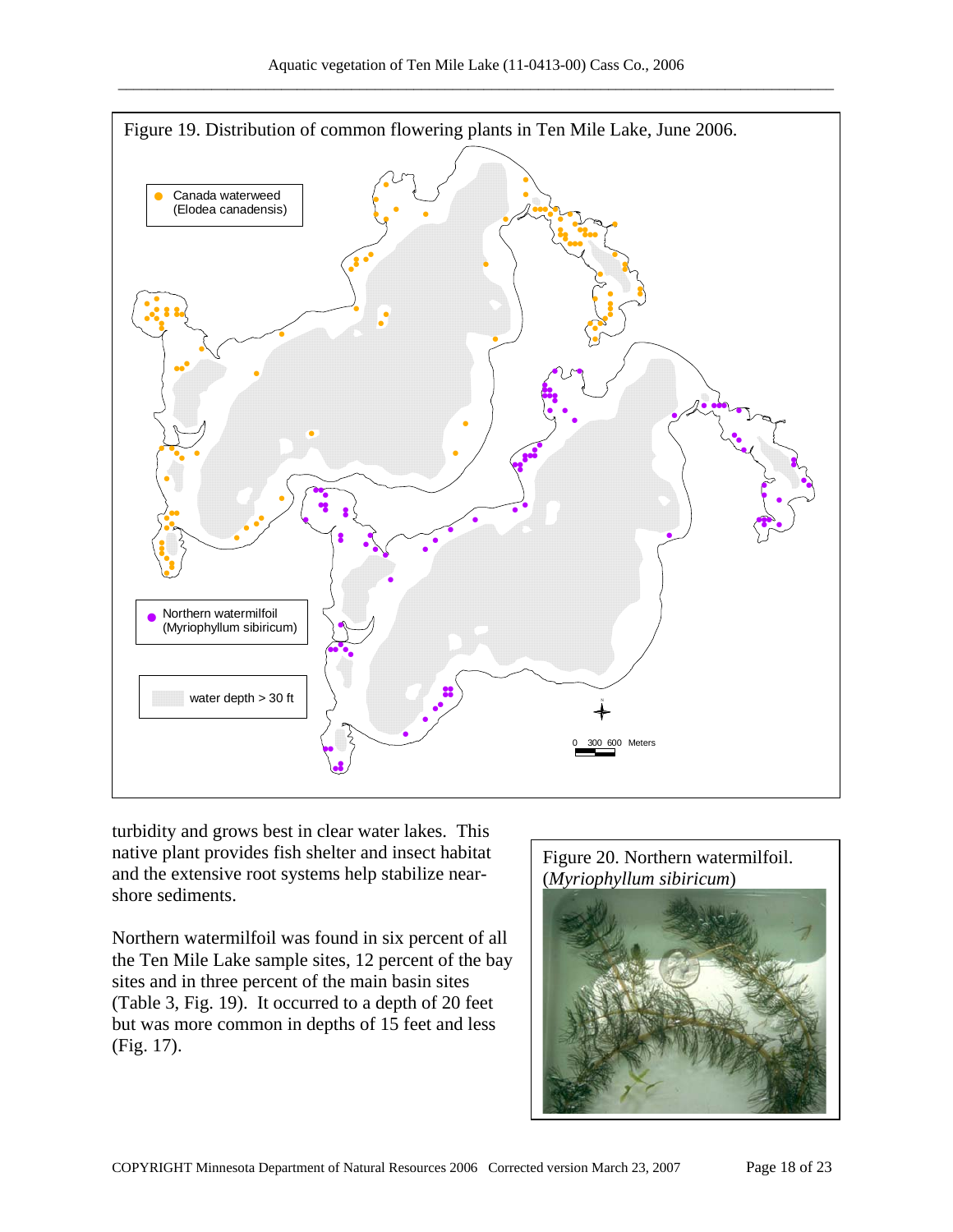Figure 19. Distribution of common flowering plants in Ten Mile Lake, June 2006.

turbidity and grows best in clear water lakes. This native plant provides fish shelter and insect habitat and the extensive root systems help stabilize near-shore sediments.

Northern watermilfoil was found in six percent of all the Ten Mile Lake sample sites, 12 percent of the bay sites and in three percent of the main basin sites (Table 3, Fig. 19). It occurred to a depth of 20 feet but was more common in depths of 15 feet and less (Fig. 17).

Figure 20. Northern watermilfoil. (*Myriophyllum sibiricum*)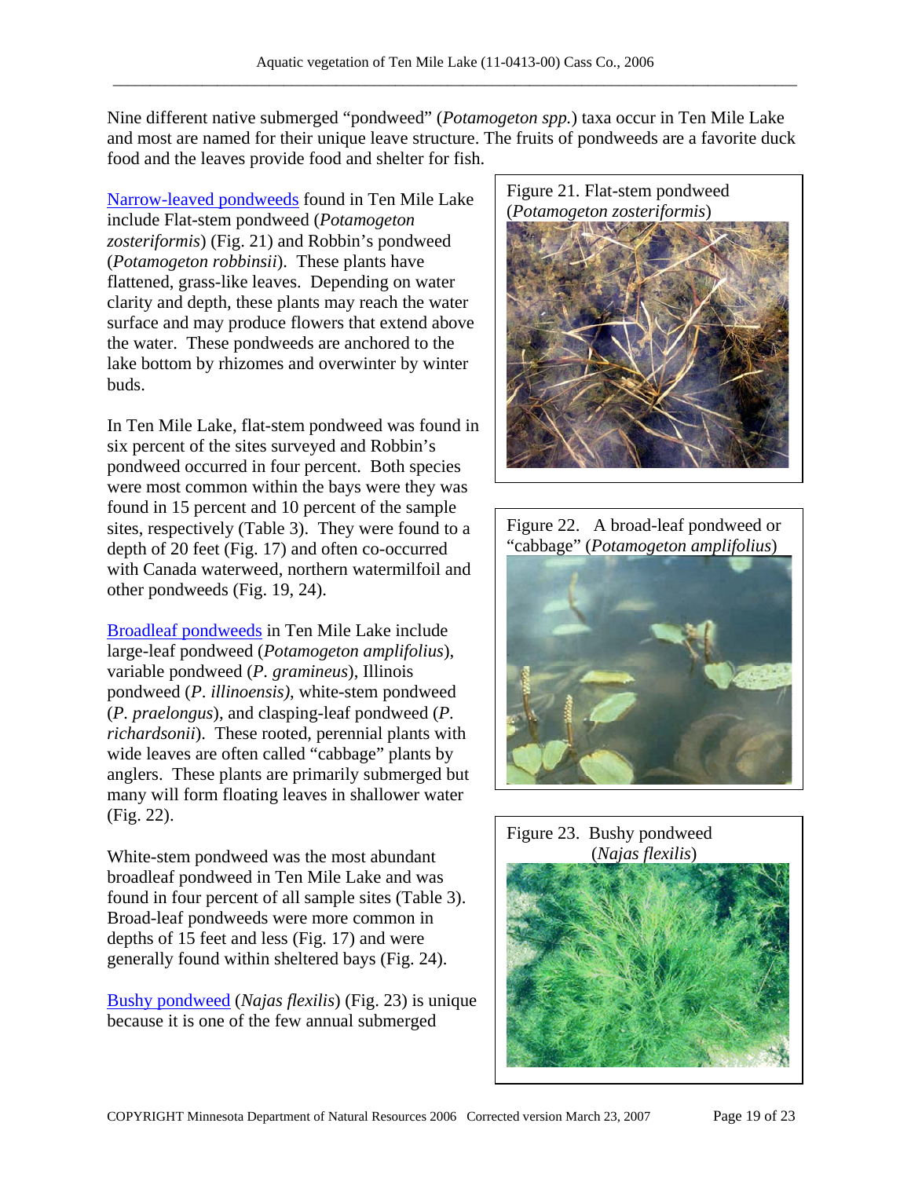Nine different native submerged "pondweed" (*Potamogeton spp.*) taxa occur in Ten Mile Lake and most are named for their unique leave structure. The fruits of pondweeds are a favorite duck food and the leaves provide food and shelter for fish.

Narrow-leaved pondweeds found in Ten Mile Lake include Flat-stem pondweed (*Potamogeton zosteriformis*) (Fig. 21) and Robbin's pondweed (*Potamogeton robbinsii*). These plants have flattened, grass-like leaves. Depending on water clarity and depth, these plants may reach the water surface and may produce flowers that extend above the water. These pondweeds are anchored to the lake bottom by rhizomes and overwinter by winter buds.

In Ten Mile Lake, flat-stem pondweed was found in six percent of the sites surveyed and Robbin's pondweed occurred in four percent. Both species were most common within the bays were they was found in 15 percent and 10 percent of the sample sites, respectively (Table 3). They were found to a depth of 20 feet (Fig. 17) and often co-occurred with Canada waterweed, northern watermilfoil and other pondweeds (Fig. 19, 24).

Broadleaf pondweeds in Ten Mile Lake include large-leaf pondweed (*Potamogeton amplifolius*), variable pondweed (*P. gramineus*), Illinois pondweed (*P. illinoensis)*, white-stem pondweed (*P. praelongus*), and clasping-leaf pondweed (*P. richardsonii*). These rooted, perennial plants with wide leaves are often called "cabbage" plants by anglers. These plants are primarily submerged but many will form floating leaves in shallower water (Fig. 22).

White-stem pondweed was the most abundant broadleaf pondweed in Ten Mile Lake and was found in four percent of all sample sites (Table 3). Broad-leaf pondweeds were more common in depths of 15 feet and less (Fig. 17) and were generally found within sheltered bays (Fig. 24).

Bushy pondweed (*Najas flexilis*) (Fig. 23) is unique because it is one of the few annual submerged

Figure 21. Flat-stem pondweed (*Potamogeton zosteriformis*)

Figure 22. A broad-leaf pondweed or "cabbage" (*Potamogeton amplifolius*)

Figure 23. Bushy pondweed (*Najas flexilis*)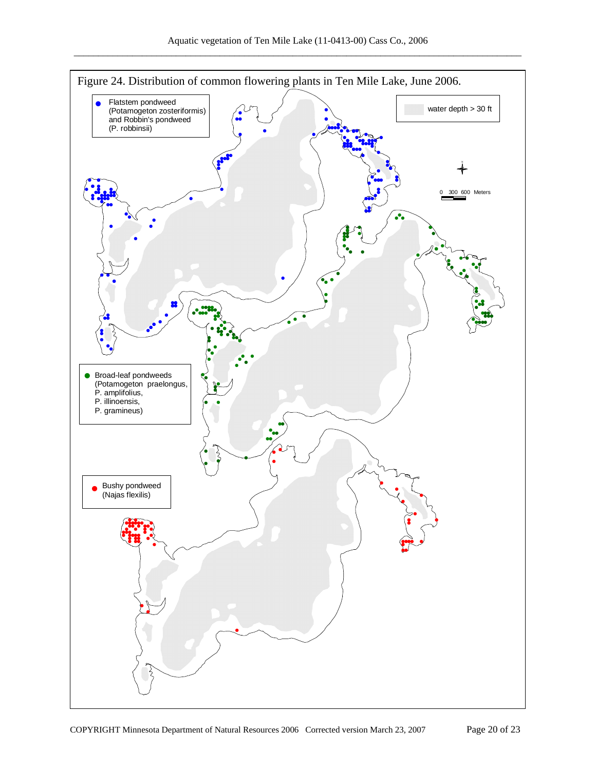Figure 24. Distribution of common flowering plants in Ten Mile Lake, June 2006.

- Flatstem pondweed (Potamogeton zosteriformis) and Robbin's pondweed (P. robbinsii)
- water depth > 30 ft
- Broad-leaf pondweeds (Potamogeton praelongus, P. amplifolius, P. illinoensis, P. gramineus)
- Bushy pondweed (Najas flexilis)

0 300 600 Meters

COPYRIGHT Minnesota Department of Natural Resources 2006 Corrected version March 23, 2007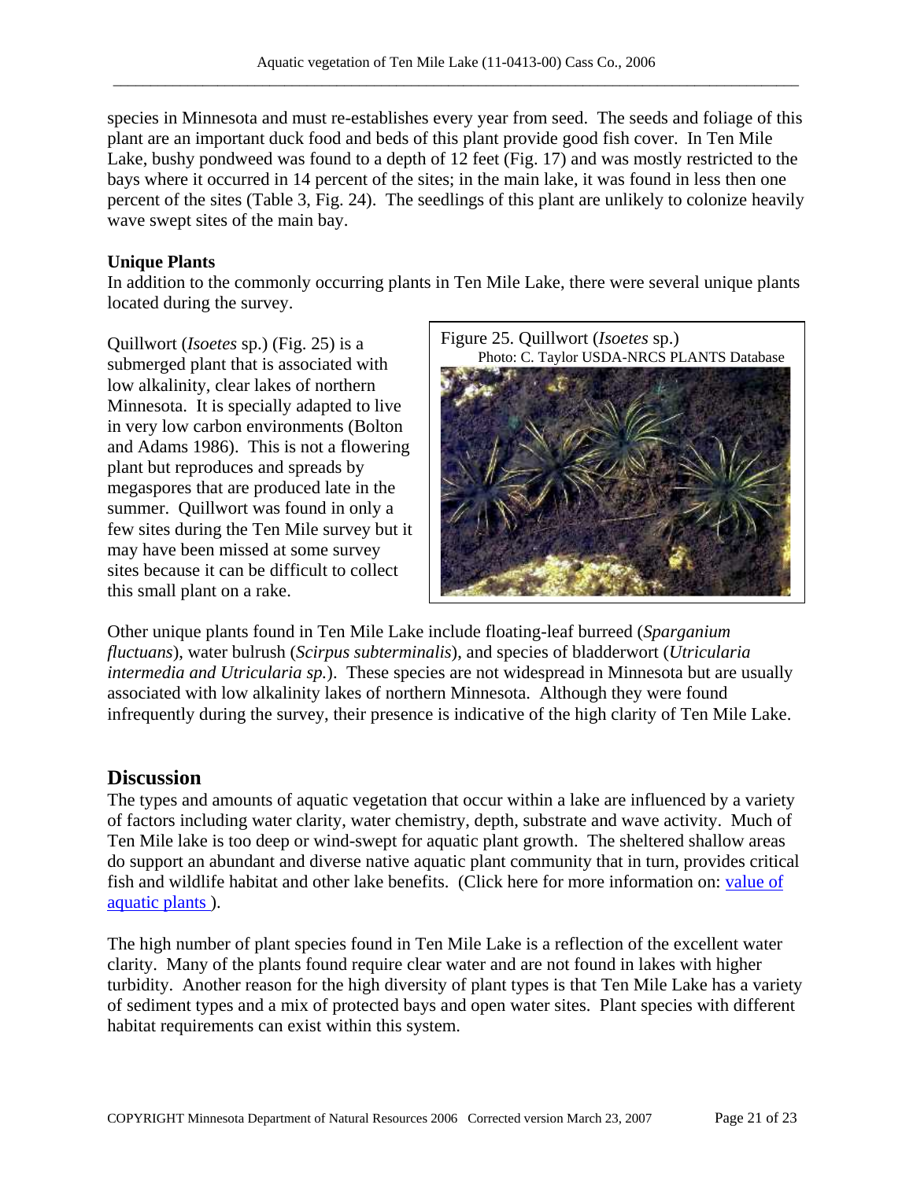species in Minnesota and must re-establishes every year from seed. The seeds and foliage of this plant are an important duck food and beds of this plant provide good fish cover. In Ten Mile Lake, bushy pondweed was found to a depth of 12 feet (Fig. 17) and was mostly restricted to the bays where it occurred in 14 percent of the sites; in the main lake, it was found in less then one percent of the sites (Table 3, Fig. 24). The seedlings of this plant are unlikely to colonize heavily wave swept sites of the main bay.

**Unique Plants**

In addition to the commonly occurring plants in Ten Mile Lake, there were several unique plants located during the survey.

Quillwort (*Isoetes* sp.) (Fig. 25) is a submerged plant that is associated with low alkalinity, clear lakes of northern Minnesota. It is specially adapted to live in very low carbon environments (Bolton and Adams 1986). This is not a flowering plant but reproduces and spreads by megaspores that are produced late in the summer. Quillwort was found in only a few sites during the Ten Mile survey but it may have been missed at some survey sites because it can be difficult to collect this small plant on a rake.

Figure 25. Quillwort (*Isoetes* sp.)
Photo: C. Taylor USDA-NRCS PLANTS Database

Other unique plants found in Ten Mile Lake include floating-leaf burreed (*Sparganium fluctuans*), water bulrush (*Scirpus subterminalis*), and species of bladderwort (*Utricularia intermedia and Utricularia sp.*). These species are not widespread in Minnesota but are usually associated with low alkalinity lakes of northern Minnesota. Although they were found infrequently during the survey, their presence is indicative of the high clarity of Ten Mile Lake.

## Discussion

The types and amounts of aquatic vegetation that occur within a lake are influenced by a variety of factors including water clarity, water chemistry, depth, substrate and wave activity. Much of Ten Mile lake is too deep or wind-swept for aquatic plant growth. The sheltered shallow areas do support an abundant and diverse native aquatic plant community that in turn, provides critical fish and wildlife habitat and other lake benefits. (Click here for more information on: value of aquatic plants ).

The high number of plant species found in Ten Mile Lake is a reflection of the excellent water clarity. Many of the plants found require clear water and are not found in lakes with higher turbidity. Another reason for the high diversity of plant types is that Ten Mile Lake has a variety of sediment types and a mix of protected bays and open water sites. Plant species with different habitat requirements can exist within this system.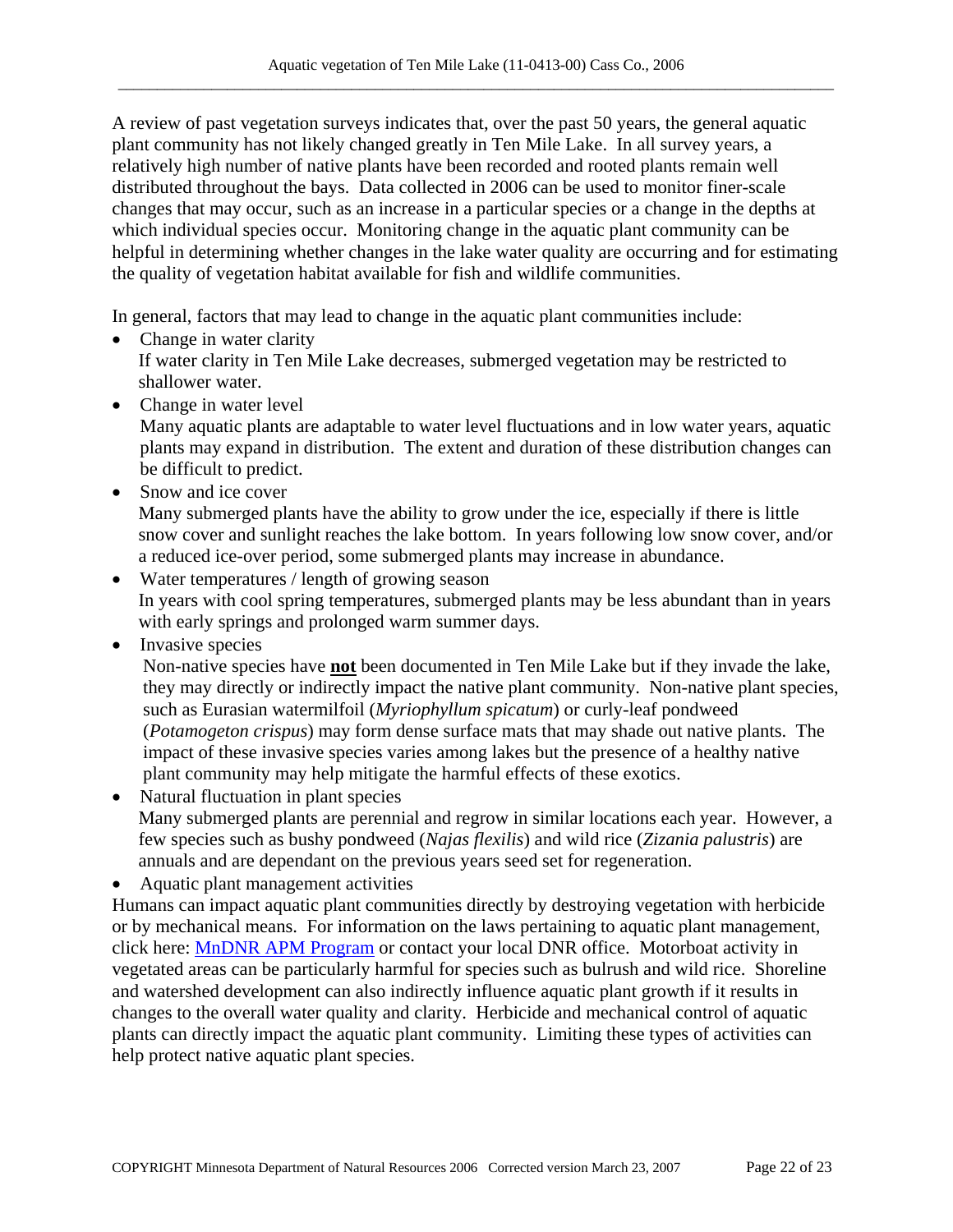A review of past vegetation surveys indicates that, over the past 50 years, the general aquatic plant community has not likely changed greatly in Ten Mile Lake. In all survey years, a relatively high number of native plants have been recorded and rooted plants remain well distributed throughout the bays. Data collected in 2006 can be used to monitor finer-scale changes that may occur, such as an increase in a particular species or a change in the depths at which individual species occur. Monitoring change in the aquatic plant community can be helpful in determining whether changes in the lake water quality are occurring and for estimating the quality of vegetation habitat available for fish and wildlife communities.

In general, factors that may lead to change in the aquatic plant communities include:

- Change in water clarity
  If water clarity in Ten Mile Lake decreases, submerged vegetation may be restricted to shallower water.
- Change in water level
  Many aquatic plants are adaptable to water level fluctuations and in low water years, aquatic plants may expand in distribution. The extent and duration of these distribution changes can be difficult to predict.
- Snow and ice cover
  Many submerged plants have the ability to grow under the ice, especially if there is little snow cover and sunlight reaches the lake bottom. In years following low snow cover, and/or a reduced ice-over period, some submerged plants may increase in abundance.
- Water temperatures / length of growing season
  In years with cool spring temperatures, submerged plants may be less abundant than in years with early springs and prolonged warm summer days.
- Invasive species
  Non-native species have **not** been documented in Ten Mile Lake but if they invade the lake, they may directly or indirectly impact the native plant community. Non-native plant species, such as Eurasian watermilfoil (*Myriophyllum spicatum*) or curly-leaf pondweed (*Potamogeton crispus*) may form dense surface mats that may shade out native plants. The impact of these invasive species varies among lakes but the presence of a healthy native plant community may help mitigate the harmful effects of these exotics.
- Natural fluctuation in plant species
  Many submerged plants are perennial and regrow in similar locations each year. However, a few species such as bushy pondweed (*Najas flexilis*) and wild rice (*Zizania palustris*) are annuals and are dependant on the previous years seed set for regeneration.
- Aquatic plant management activities

Humans can impact aquatic plant communities directly by destroying vegetation with herbicide or by mechanical means. For information on the laws pertaining to aquatic plant management, click here: [MnDNR APM Program] or contact your local DNR office. Motorboat activity in vegetated areas can be particularly harmful for species such as bulrush and wild rice. Shoreline and watershed development can also indirectly influence aquatic plant growth if it results in changes to the overall water quality and clarity. Herbicide and mechanical control of aquatic plants can directly impact the aquatic plant community. Limiting these types of activities can help protect native aquatic plant species.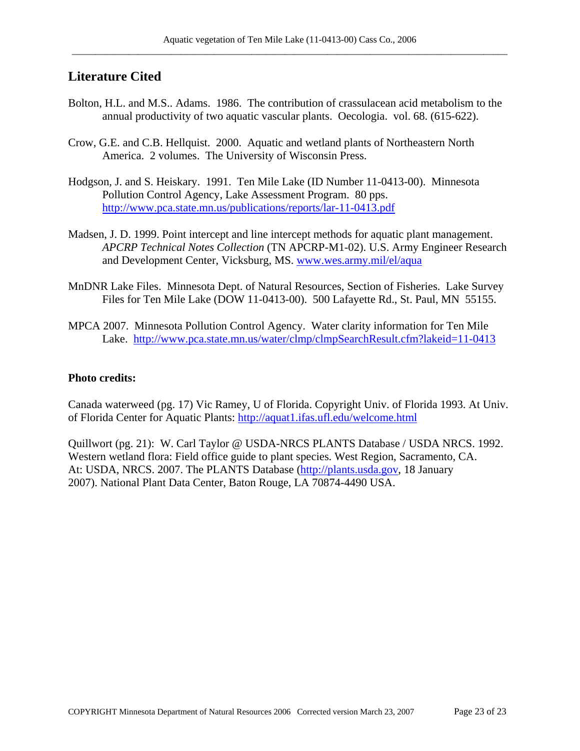## Literature Cited

Bolton, H.L. and M.S.. Adams. 1986. The contribution of crassulacean acid metabolism to the annual productivity of two aquatic vascular plants. Oecologia. vol. 68. (615-622).

Crow, G.E. and C.B. Hellquist. 2000. Aquatic and wetland plants of Northeastern North America. 2 volumes. The University of Wisconsin Press.

Hodgson, J. and S. Heiskary. 1991. Ten Mile Lake (ID Number 11-0413-00). Minnesota Pollution Control Agency, Lake Assessment Program. 80 pps. http://www.pca.state.mn.us/publications/reports/lar-11-0413.pdf

Madsen, J. D. 1999. Point intercept and line intercept methods for aquatic plant management. *APCRP Technical Notes Collection* (TN APCRP-M1-02). U.S. Army Engineer Research and Development Center, Vicksburg, MS. www.wes.army.mil/el/aqua

MnDNR Lake Files. Minnesota Dept. of Natural Resources, Section of Fisheries. Lake Survey Files for Ten Mile Lake (DOW 11-0413-00). 500 Lafayette Rd., St. Paul, MN 55155.

MPCA 2007. Minnesota Pollution Control Agency. Water clarity information for Ten Mile Lake. http://www.pca.state.mn.us/water/clmp/clmpSearchResult.cfm?lakeid=11-0413

**Photo credits:**

Canada waterweed (pg. 17) Vic Ramey, U of Florida. Copyright Univ. of Florida 1993. At Univ. of Florida Center for Aquatic Plants: http://aquat1.ifas.ufl.edu/welcome.html

Quillwort (pg. 21): W. Carl Taylor @ USDA-NRCS PLANTS Database / USDA NRCS. 1992. Western wetland flora: Field office guide to plant species. West Region, Sacramento, CA. At: USDA, NRCS. 2007. The PLANTS Database (http://plants.usda.gov, 18 January 2007). National Plant Data Center, Baton Rouge, LA 70874-4490 USA.